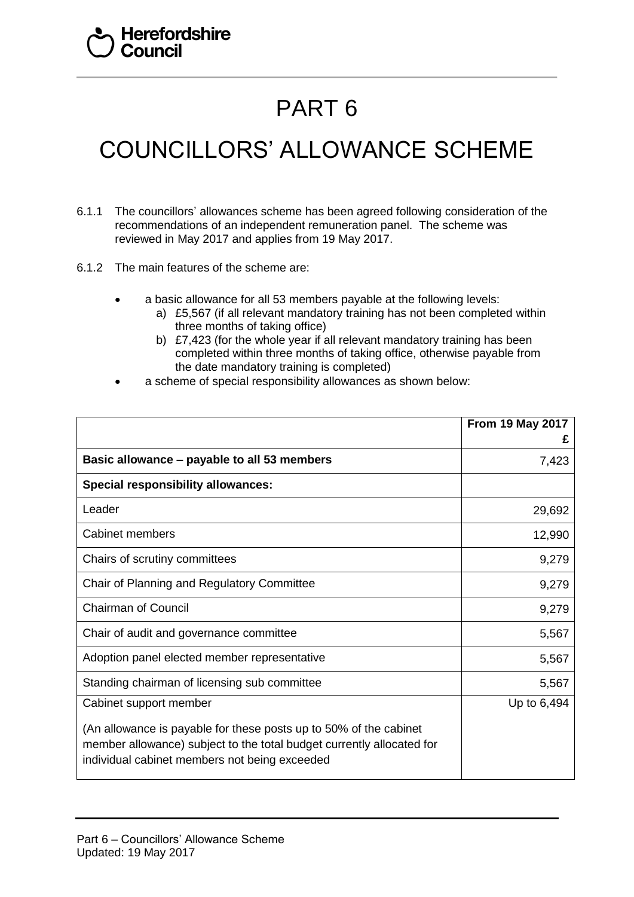# PART 6

# COUNCILLORS' ALLOWANCE SCHEME

6.1.1 The councillors' allowances scheme has been agreed following consideration of the recommendations of an independent remuneration panel. The scheme was reviewed in May 2017 and applies from 19 May 2017.

6.1.2 The main features of the scheme are:

- a basic allowance for all 53 members payable at the following levels:
  a) £5,567 (if all relevant mandatory training has not been completed within three months of taking office)
  b) £7,423 (for the whole year if all relevant mandatory training has been completed within three months of taking office, otherwise payable from the date mandatory training is completed)
- a scheme of special responsibility allowances as shown below:

| | **From 19 May 2017 £** |
|---|---:|
| **Basic allowance – payable to all 53 members** | 7,423 |
| **Special responsibility allowances:** | |
| Leader | 29,692 |
| Cabinet members | 12,990 |
| Chairs of scrutiny committees | 9,279 |
| Chair of Planning and Regulatory Committee | 9,279 |
| Chairman of Council | 9,279 |
| Chair of audit and governance committee | 5,567 |
| Adoption panel elected member representative | 5,567 |
| Standing chairman of licensing sub committee | 5,567 |
| Cabinet support member<br><br>(An allowance is payable for these posts up to 50% of the cabinet member allowance) subject to the total budget currently allocated for individual cabinet members not being exceeded | Up to 6,494 |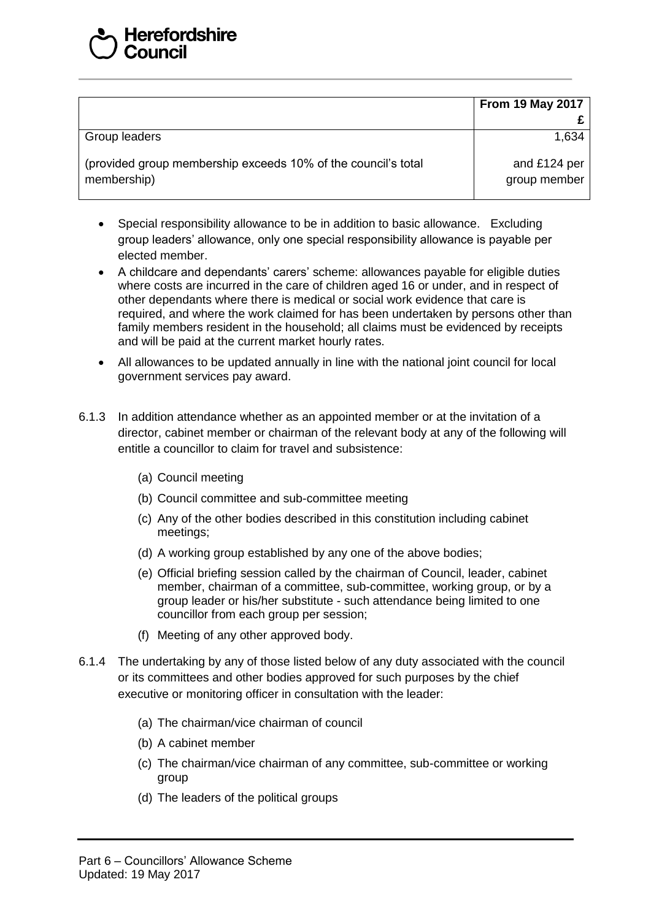| | From 19 May 2017<br>£ |
|---|---|
| Group leaders | 1,634 |
| (provided group membership exceeds 10% of the council's total membership) | and £124 per group member |

- Special responsibility allowance to be in addition to basic allowance. Excluding group leaders' allowance, only one special responsibility allowance is payable per elected member.
- A childcare and dependants' carers' scheme: allowances payable for eligible duties where costs are incurred in the care of children aged 16 or under, and in respect of other dependants where there is medical or social work evidence that care is required, and where the work claimed for has been undertaken by persons other than family members resident in the household; all claims must be evidenced by receipts and will be paid at the current market hourly rates.
- All allowances to be updated annually in line with the national joint council for local government services pay award.

6.1.3 In addition attendance whether as an appointed member or at the invitation of a director, cabinet member or chairman of the relevant body at any of the following will entitle a councillor to claim for travel and subsistence:

(a) Council meeting

(b) Council committee and sub-committee meeting

(c) Any of the other bodies described in this constitution including cabinet meetings;

(d) A working group established by any one of the above bodies;

(e) Official briefing session called by the chairman of Council, leader, cabinet member, chairman of a committee, sub-committee, working group, or by a group leader or his/her substitute - such attendance being limited to one councillor from each group per session;

(f) Meeting of any other approved body.

6.1.4 The undertaking by any of those listed below of any duty associated with the council or its committees and other bodies approved for such purposes by the chief executive or monitoring officer in consultation with the leader:

(a) The chairman/vice chairman of council

(b) A cabinet member

(c) The chairman/vice chairman of any committee, sub-committee or working group

(d) The leaders of the political groups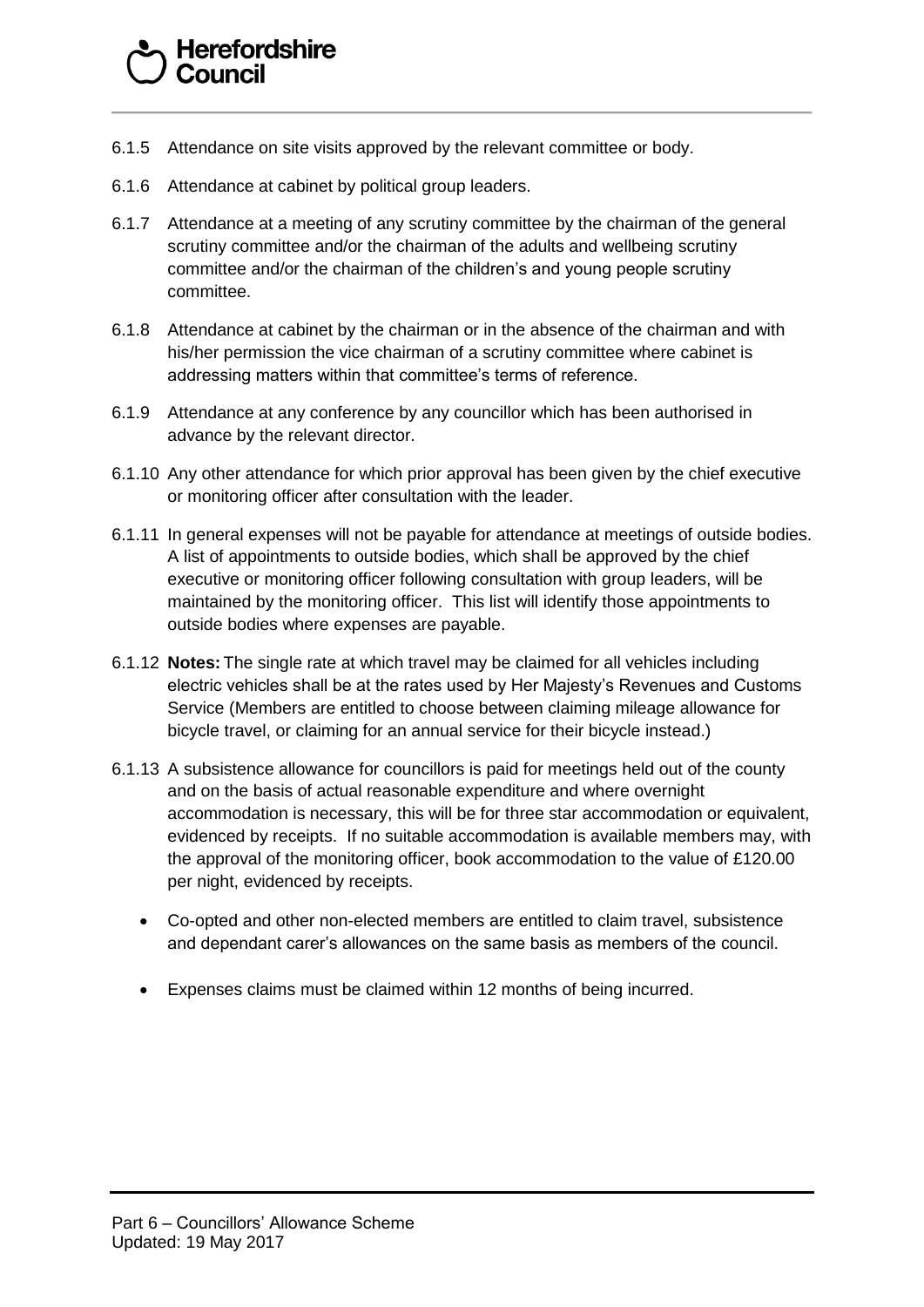6.1.5 Attendance on site visits approved by the relevant committee or body.

6.1.6 Attendance at cabinet by political group leaders.

6.1.7 Attendance at a meeting of any scrutiny committee by the chairman of the general scrutiny committee and/or the chairman of the adults and wellbeing scrutiny committee and/or the chairman of the children's and young people scrutiny committee.

6.1.8 Attendance at cabinet by the chairman or in the absence of the chairman and with his/her permission the vice chairman of a scrutiny committee where cabinet is addressing matters within that committee's terms of reference.

6.1.9 Attendance at any conference by any councillor which has been authorised in advance by the relevant director.

6.1.10 Any other attendance for which prior approval has been given by the chief executive or monitoring officer after consultation with the leader.

6.1.11 In general expenses will not be payable for attendance at meetings of outside bodies. A list of appointments to outside bodies, which shall be approved by the chief executive or monitoring officer following consultation with group leaders, will be maintained by the monitoring officer. This list will identify those appointments to outside bodies where expenses are payable.

6.1.12 **Notes:** The single rate at which travel may be claimed for all vehicles including electric vehicles shall be at the rates used by Her Majesty's Revenues and Customs Service (Members are entitled to choose between claiming mileage allowance for bicycle travel, or claiming for an annual service for their bicycle instead.)

6.1.13 A subsistence allowance for councillors is paid for meetings held out of the county and on the basis of actual reasonable expenditure and where overnight accommodation is necessary, this will be for three star accommodation or equivalent, evidenced by receipts. If no suitable accommodation is available members may, with the approval of the monitoring officer, book accommodation to the value of £120.00 per night, evidenced by receipts.

- Co-opted and other non-elected members are entitled to claim travel, subsistence and dependant carer's allowances on the same basis as members of the council.
- Expenses claims must be claimed within 12 months of being incurred.